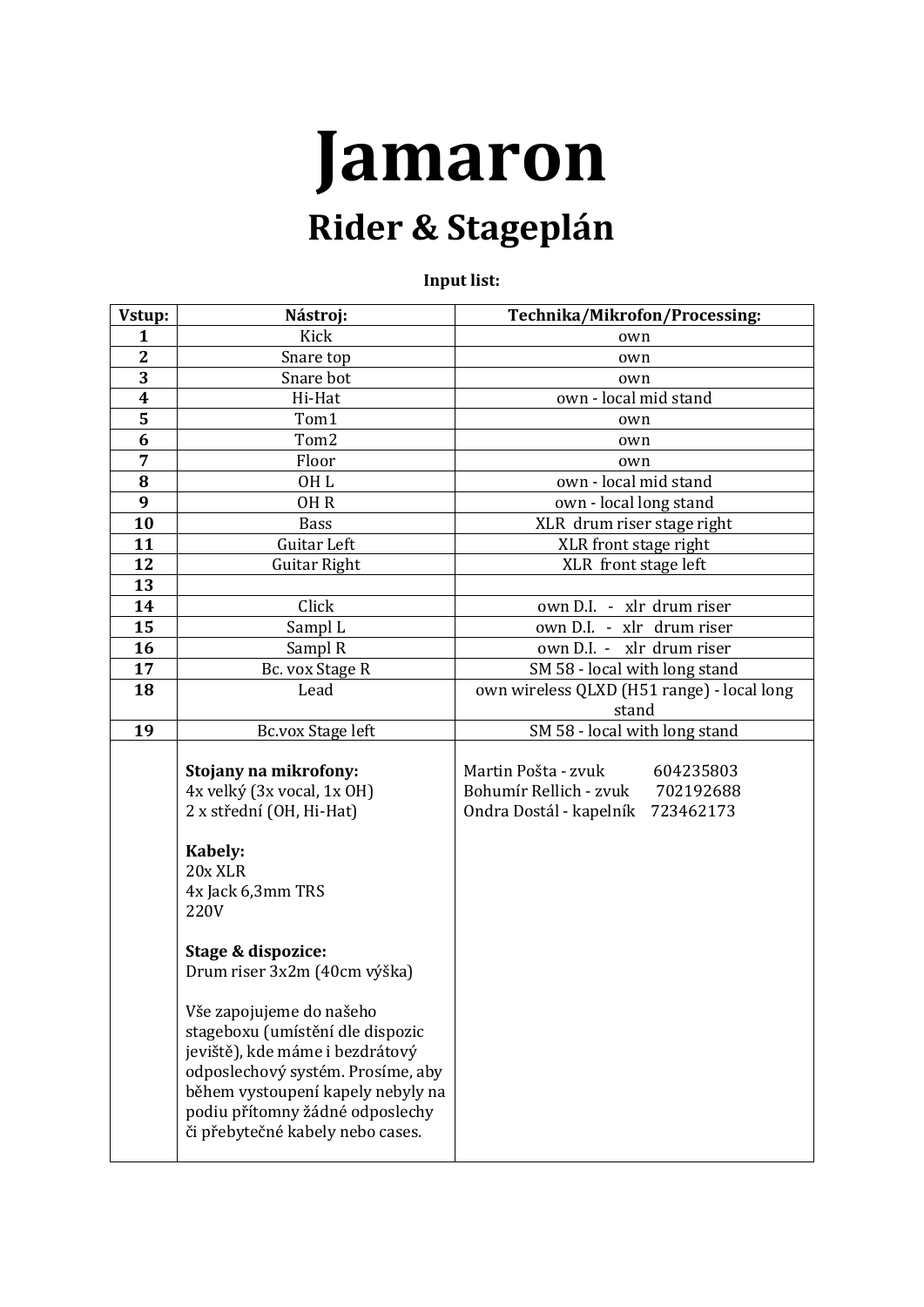# Jamaron

## Rider & Stageplán

**Input list:**

| Vstup: | Nástroj: | Technika/Mikrofon/Processing: |
|---|---|---|
| **1** | Kick | own |
| **2** | Snare top | own |
| **3** | Snare bot | own |
| **4** | Hi-Hat | own - local mid stand |
| **5** | Tom1 | own |
| **6** | Tom2 | own |
| **7** | Floor | own |
| **8** | OH L | own - local mid stand |
| **9** | OH R | own - local long stand |
| **10** | Bass | XLR drum riser stage right |
| **11** | Guitar Left | XLR front stage right |
| **12** | Guitar Right | XLR front stage left |
| **13** | | |
| **14** | Click | own D.I. - xlr drum riser |
| **15** | Sampl L | own D.I. - xlr drum riser |
| **16** | Sampl R | own D.I. - xlr drum riser |
| **17** | Bc. vox Stage R | SM 58 - local with long stand |
| **18** | Lead | own wireless QLXD (H51 range) - local long stand |
| **19** | Bc.vox Stage left | SM 58 - local with long stand |
| | **Stojany na mikrofony:**<br>4x velký (3x vocal, 1x OH)<br>2 x střední (OH, Hi-Hat)<br><br>**Kabely:**<br>20x XLR<br>4x Jack 6,3mm TRS<br>220V<br><br>**Stage & dispozice:**<br>Drum riser 3x2m (40cm výška)<br><br>Vše zapojujeme do našeho stageboxu (umístění dle dispozic jeviště), kde máme i bezdrátový odposlechový systém. Prosíme, aby během vystoupení kapely nebyly na podiu přítomny žádné odposlechy či přebytečné kabely nebo cases. | Martin Pošta - zvuk 604235803<br>Bohumír Rellich - zvuk 702192688<br>Ondra Dostál - kapelník 723462173 |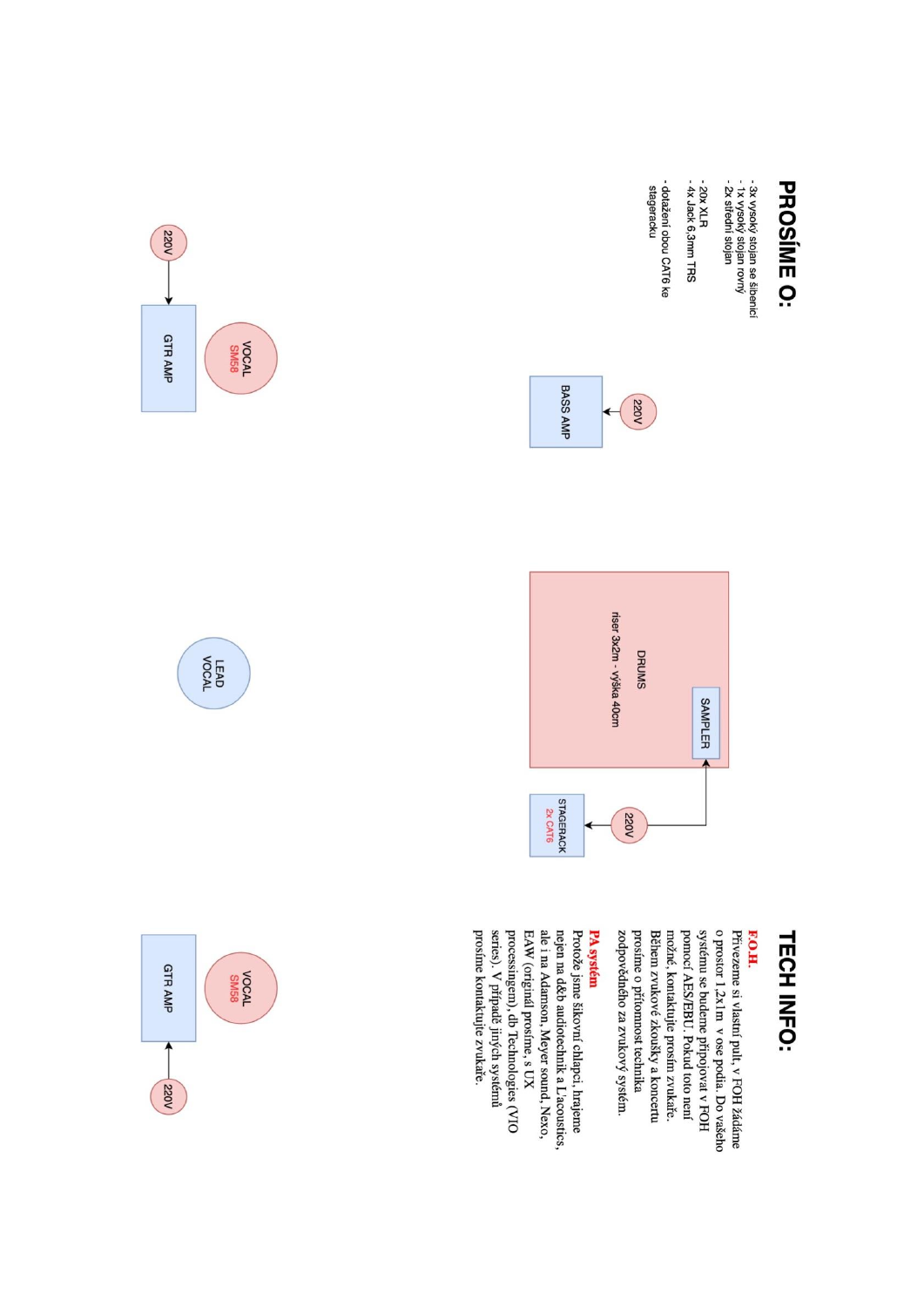# PROSÍME O:

- 3x vysoký stojan se šibenicí
- 1x vysoký stojan rovný
- 2x střední stojan

- 20x XLR
- 4x Jack 6,3mm TRS

- dotažení obou CAT6 ke stageracku

# TECH INFO:

**F.O.H.**

Přivezeme si vlastní pult, v FOH žádáme o prostor 1,2x1m v ose podia. Do vašeho systému se budeme připojovat v FOH pomocí AES/EBU. Pokud toto není možné, kontaktujte prosím zvukaře. Během zvukové zkoušky a koncertu prosíme o přítomnost technika zodpovědného za zvukový systém.

**PA systém**

Protože jsme šikovní chlapci, hrajeme nejen na d&b audiotechnik a L'acoustics, ale i na Adamson, Meyer sound, Nexo, EAW (originál prosíme, s UX processingem), db Technologies (VIO series). V případě jiných systémů prosíme kontaktujte zvukaře.

220V

BASS AMP

DRUMS

riser 3x2m - výška 40cm

SAMPLER

220V

STAGERACK
2x CAT6

220V

GTR AMP

VOCAL
SM58

LEAD
VOCAL

VOCAL
SM58

GTR AMP

220V